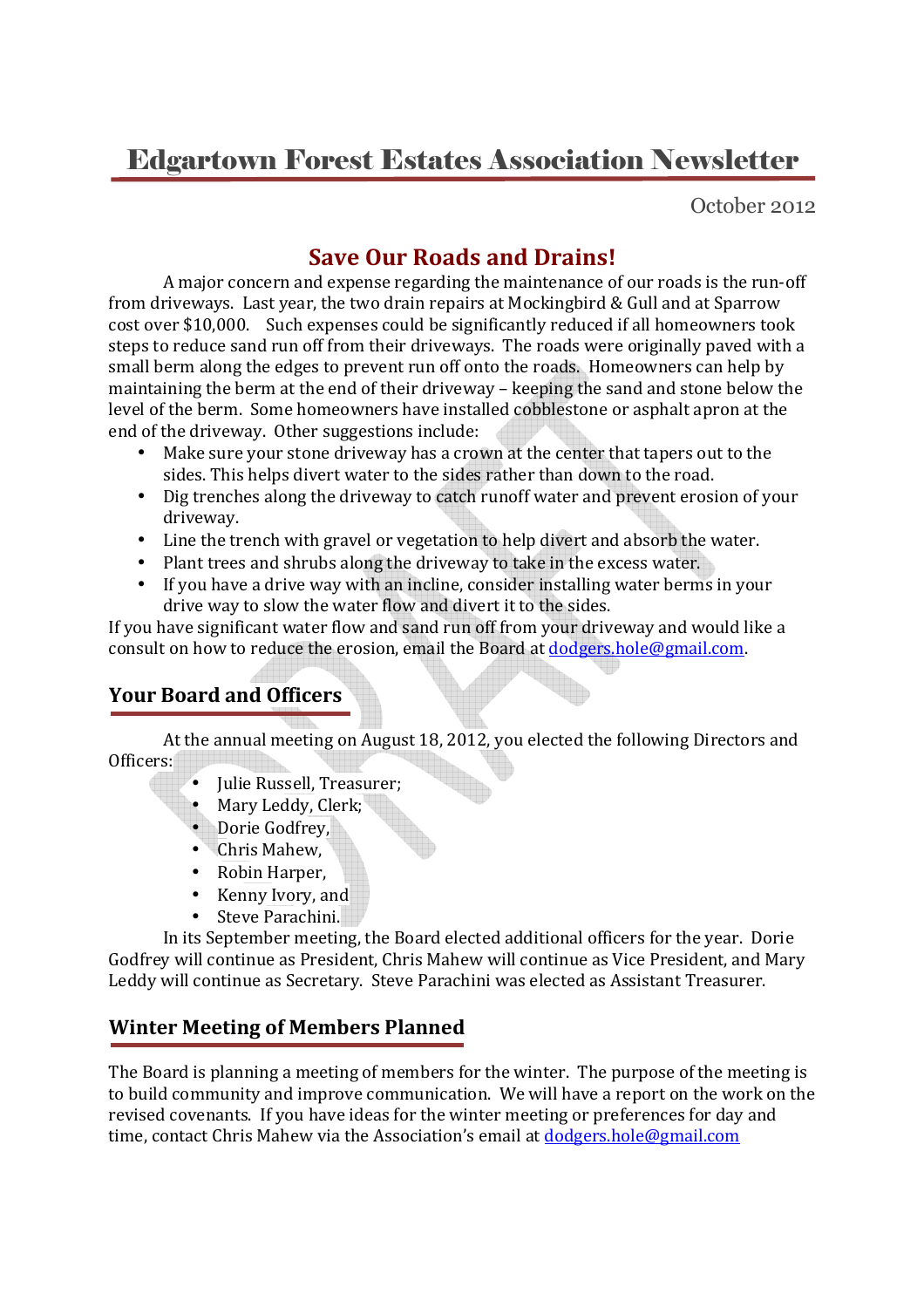# Edgartown Forest Estates Association Newsletter

October 2012

## Save Our Roads and Drains!

A major concern and expense regarding the maintenance of our roads is the run-off from driveways. Last year, the two drain repairs at Mockingbird & Gull and at Sparrow cost over $10,000. Such expenses could be significantly reduced if all homeowners took steps to reduce sand run off from their driveways. The roads were originally paved with a small berm along the edges to prevent run off onto the roads. Homeowners can help by maintaining the berm at the end of their driveway – keeping the sand and stone below the level of the berm. Some homeowners have installed cobblestone or asphalt apron at the end of the driveway. Other suggestions include:

- Make sure your stone driveway has a crown at the center that tapers out to the sides. This helps divert water to the sides rather than down to the road.
- Dig trenches along the driveway to catch runoff water and prevent erosion of your driveway.
- Line the trench with gravel or vegetation to help divert and absorb the water.
- Plant trees and shrubs along the driveway to take in the excess water.
- If you have a drive way with an incline, consider installing water berms in your drive way to slow the water flow and divert it to the sides.

If you have significant water flow and sand run off from your driveway and would like a consult on how to reduce the erosion, email the Board at dodgers.hole@gmail.com.

## Your Board and Officers

At the annual meeting on August 18, 2012, you elected the following Directors and Officers:

- Julie Russell, Treasurer;
- Mary Leddy, Clerk;
- Dorie Godfrey,
- Chris Mahew,
- Robin Harper,
- Kenny Ivory, and
- Steve Parachini.

In its September meeting, the Board elected additional officers for the year. Dorie Godfrey will continue as President, Chris Mahew will continue as Vice President, and Mary Leddy will continue as Secretary. Steve Parachini was elected as Assistant Treasurer.

## Winter Meeting of Members Planned

The Board is planning a meeting of members for the winter. The purpose of the meeting is to build community and improve communication. We will have a report on the work on the revised covenants. If you have ideas for the winter meeting or preferences for day and time, contact Chris Mahew via the Association's email at dodgers.hole@gmail.com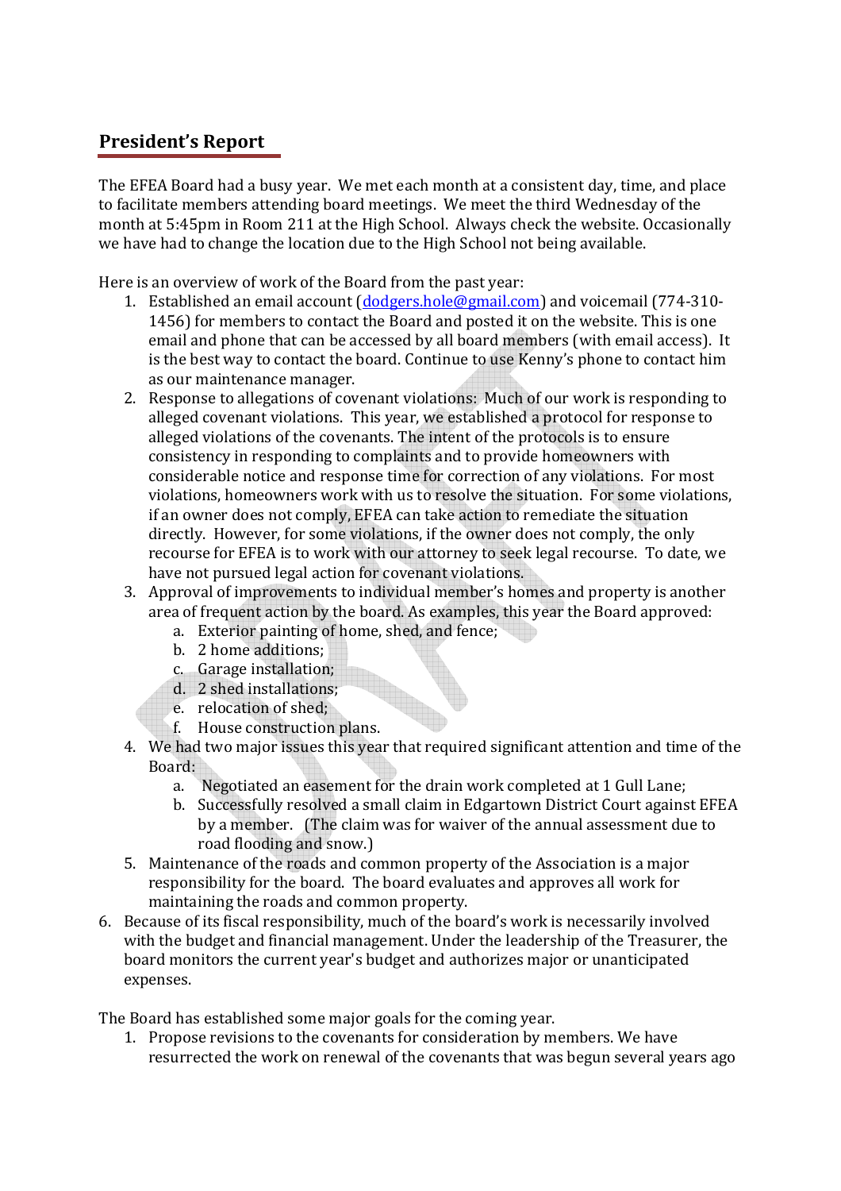## President's Report

The EFEA Board had a busy year. We met each month at a consistent day, time, and place to facilitate members attending board meetings. We meet the third Wednesday of the month at 5:45pm in Room 211 at the High School. Always check the website. Occasionally we have had to change the location due to the High School not being available.

Here is an overview of work of the Board from the past year:

1. Established an email account (dodgers.hole@gmail.com) and voicemail (774-310-1456) for members to contact the Board and posted it on the website. This is one email and phone that can be accessed by all board members (with email access). It is the best way to contact the board. Continue to use Kenny's phone to contact him as our maintenance manager.
2. Response to allegations of covenant violations: Much of our work is responding to alleged covenant violations. This year, we established a protocol for response to alleged violations of the covenants. The intent of the protocols is to ensure consistency in responding to complaints and to provide homeowners with considerable notice and response time for correction of any violations. For most violations, homeowners work with us to resolve the situation. For some violations, if an owner does not comply, EFEA can take action to remediate the situation directly. However, for some violations, if the owner does not comply, the only recourse for EFEA is to work with our attorney to seek legal recourse. To date, we have not pursued legal action for covenant violations.
3. Approval of improvements to individual member's homes and property is another area of frequent action by the board. As examples, this year the Board approved:
   a. Exterior painting of home, shed, and fence;
   b. 2 home additions;
   c. Garage installation;
   d. 2 shed installations;
   e. relocation of shed;
   f. House construction plans.
4. We had two major issues this year that required significant attention and time of the Board:
   a. Negotiated an easement for the drain work completed at 1 Gull Lane;
   b. Successfully resolved a small claim in Edgartown District Court against EFEA by a member. (The claim was for waiver of the annual assessment due to road flooding and snow.)
5. Maintenance of the roads and common property of the Association is a major responsibility for the board. The board evaluates and approves all work for maintaining the roads and common property.
6. Because of its fiscal responsibility, much of the board's work is necessarily involved with the budget and financial management. Under the leadership of the Treasurer, the board monitors the current year's budget and authorizes major or unanticipated expenses.

The Board has established some major goals for the coming year.

1. Propose revisions to the covenants for consideration by members. We have resurrected the work on renewal of the covenants that was begun several years ago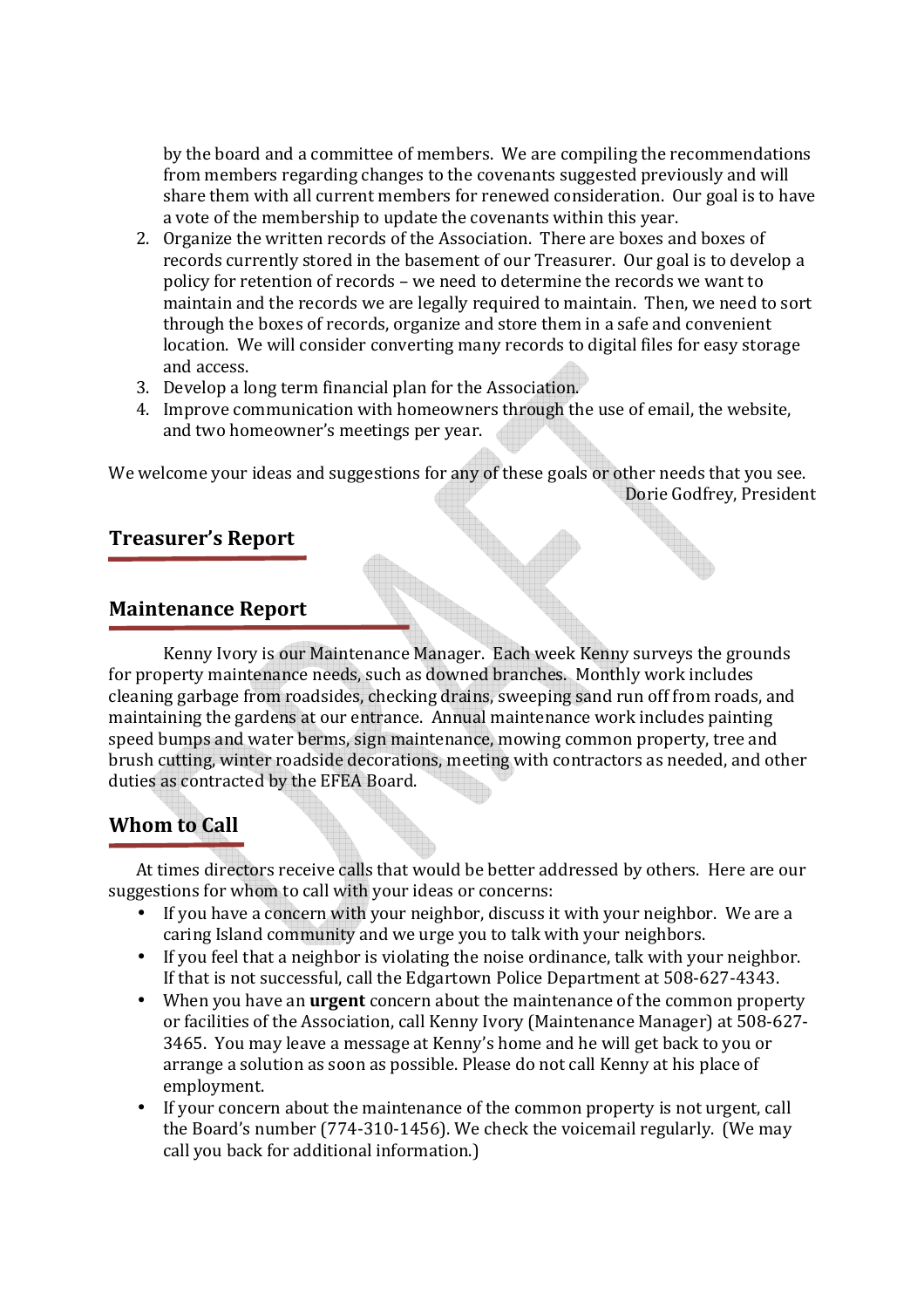by the board and a committee of members. We are compiling the recommendations from members regarding changes to the covenants suggested previously and will share them with all current members for renewed consideration. Our goal is to have a vote of the membership to update the covenants within this year.

2. Organize the written records of the Association. There are boxes and boxes of records currently stored in the basement of our Treasurer. Our goal is to develop a policy for retention of records – we need to determine the records we want to maintain and the records we are legally required to maintain. Then, we need to sort through the boxes of records, organize and store them in a safe and convenient location. We will consider converting many records to digital files for easy storage and access.
3. Develop a long term financial plan for the Association.
4. Improve communication with homeowners through the use of email, the website, and two homeowner's meetings per year.

We welcome your ideas and suggestions for any of these goals or other needs that you see.

Dorie Godfrey, President

## Treasurer's Report

## Maintenance Report

Kenny Ivory is our Maintenance Manager. Each week Kenny surveys the grounds for property maintenance needs, such as downed branches. Monthly work includes cleaning garbage from roadsides, checking drains, sweeping sand run off from roads, and maintaining the gardens at our entrance. Annual maintenance work includes painting speed bumps and water berms, sign maintenance, mowing common property, tree and brush cutting, winter roadside decorations, meeting with contractors as needed, and other duties as contracted by the EFEA Board.

## Whom to Call

At times directors receive calls that would be better addressed by others. Here are our suggestions for whom to call with your ideas or concerns:

- If you have a concern with your neighbor, discuss it with your neighbor. We are a caring Island community and we urge you to talk with your neighbors.
- If you feel that a neighbor is violating the noise ordinance, talk with your neighbor. If that is not successful, call the Edgartown Police Department at 508-627-4343.
- When you have an **urgent** concern about the maintenance of the common property or facilities of the Association, call Kenny Ivory (Maintenance Manager) at 508-627-3465. You may leave a message at Kenny's home and he will get back to you or arrange a solution as soon as possible. Please do not call Kenny at his place of employment.
- If your concern about the maintenance of the common property is not urgent, call the Board's number (774-310-1456). We check the voicemail regularly. (We may call you back for additional information.)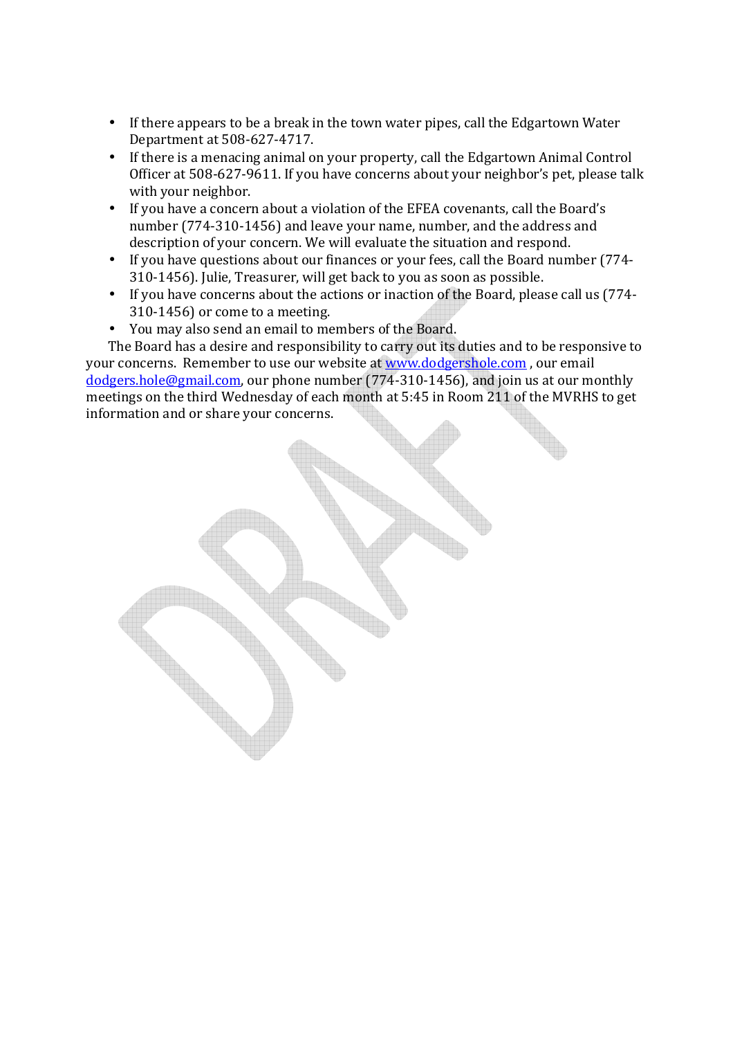- If there appears to be a break in the town water pipes, call the Edgartown Water Department at 508-627-4717.
- If there is a menacing animal on your property, call the Edgartown Animal Control Officer at 508-627-9611. If you have concerns about your neighbor's pet, please talk with your neighbor.
- If you have a concern about a violation of the EFEA covenants, call the Board's number (774-310-1456) and leave your name, number, and the address and description of your concern. We will evaluate the situation and respond.
- If you have questions about our finances or your fees, call the Board number (774-310-1456). Julie, Treasurer, will get back to you as soon as possible.
- If you have concerns about the actions or inaction of the Board, please call us (774-310-1456) or come to a meeting.
- You may also send an email to members of the Board.

The Board has a desire and responsibility to carry out its duties and to be responsive to your concerns. Remember to use our website at [www.dodgershole.com](http://www.dodgershole.com) , our email [dodgers.hole@gmail.com](mailto:dodgers.hole@gmail.com), our phone number (774-310-1456), and join us at our monthly meetings on the third Wednesday of each month at 5:45 in Room 211 of the MVRHS to get information and or share your concerns.